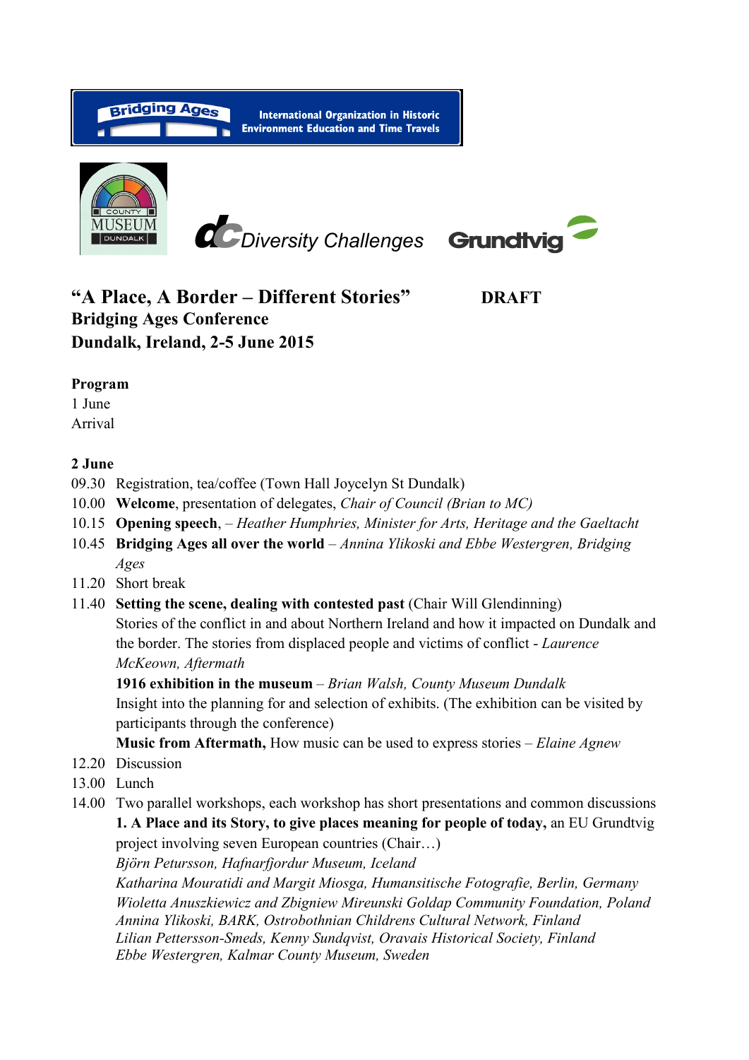Bridging Ages

International Organization in Historic Environment Education and Time Travels

COUNTY MUSEUM DUNDALK

Diversity Challenges

Grundtvig

# "A Place, A Border – Different Stories" DRAFT

## Bridging Ages Conference
## Dundalk, Ireland, 2-5 June 2015

**Program**

1 June

Arrival

**2 June**

09.30 Registration, tea/coffee (Town Hall Joycelyn St Dundalk)

10.00 **Welcome**, presentation of delegates, *Chair of Council (Brian to MC)*

10.15 **Opening speech**, – *Heather Humphries, Minister for Arts, Heritage and the Gaeltacht*

10.45 **Bridging Ages all over the world** – *Annina Ylikoski and Ebbe Westergren, Bridging Ages*

11.20 Short break

11.40 **Setting the scene, dealing with contested past** (Chair Will Glendinning)
Stories of the conflict in and about Northern Ireland and how it impacted on Dundalk and the border. The stories from displaced people and victims of conflict - *Laurence McKeown, Aftermath*
**1916 exhibition in the museum** – *Brian Walsh, County Museum Dundalk*
Insight into the planning for and selection of exhibits. (The exhibition can be visited by participants through the conference)
**Music from Aftermath,** How music can be used to express stories – *Elaine Agnew*

12.20 Discussion

13.00 Lunch

14.00 Two parallel workshops, each workshop has short presentations and common discussions
**1. A Place and its Story, to give places meaning for people of today,** an EU Grundtvig project involving seven European countries (Chair…)
*Björn Petursson, Hafnarfjordur Museum, Iceland*
*Katharina Mouratidi and Margit Miosga, Humansitische Fotografie, Berlin, Germany*
*Wioletta Anuszkiewicz and Zbigniew Mireunski Goldap Community Foundation, Poland*
*Annina Ylikoski, BARK, Ostrobothnian Childrens Cultural Network, Finland*
*Lilian Pettersson-Smeds, Kenny Sundqvist, Oravais Historical Society, Finland*
*Ebbe Westergren, Kalmar County Museum, Sweden*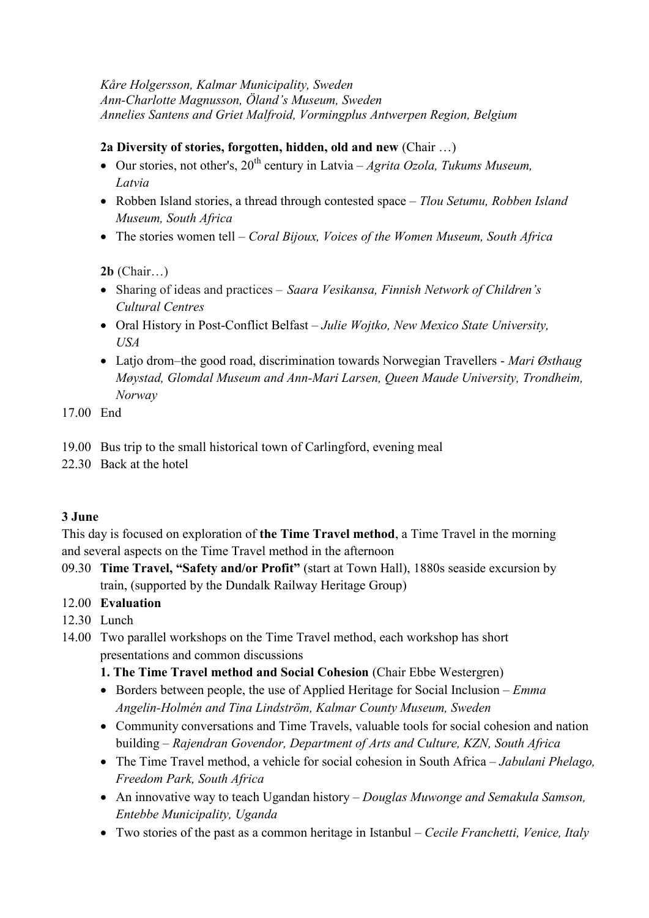*Kåre Holgersson, Kalmar Municipality, Sweden*
*Ann-Charlotte Magnusson, Öland's Museum, Sweden*
*Annelies Santens and Griet Malfroid, Vormingplus Antwerpen Region, Belgium*

**2a Diversity of stories, forgotten, hidden, old and new** (Chair …)

- Our stories, not other's, 20th century in Latvia – *Agrita Ozola, Tukums Museum, Latvia*
- Robben Island stories, a thread through contested space – *Tlou Setumu, Robben Island Museum, South Africa*
- The stories women tell – *Coral Bijoux, Voices of the Women Museum, South Africa*

**2b** (Chair…)

- Sharing of ideas and practices – *Saara Vesikansa, Finnish Network of Children's Cultural Centres*
- Oral History in Post-Conflict Belfast – *Julie Wojtko, New Mexico State University, USA*
- Latjo drom–the good road, discrimination towards Norwegian Travellers - *Mari Østhaug Møystad, Glomdal Museum and Ann-Mari Larsen, Queen Maude University, Trondheim, Norway*

17.00 End

19.00 Bus trip to the small historical town of Carlingford, evening meal
22.30 Back at the hotel

**3 June**

This day is focused on exploration of **the Time Travel method**, a Time Travel in the morning and several aspects on the Time Travel method in the afternoon

09.30 **Time Travel, "Safety and/or Profit"** (start at Town Hall), 1880s seaside excursion by train, (supported by the Dundalk Railway Heritage Group)
12.00 **Evaluation**
12.30 Lunch
14.00 Two parallel workshops on the Time Travel method, each workshop has short presentations and common discussions

**1. The Time Travel method and Social Cohesion** (Chair Ebbe Westergren)

- Borders between people, the use of Applied Heritage for Social Inclusion – *Emma Angelin-Holmén and Tina Lindström, Kalmar County Museum, Sweden*
- Community conversations and Time Travels, valuable tools for social cohesion and nation building – *Rajendran Govendor, Department of Arts and Culture, KZN, South Africa*
- The Time Travel method, a vehicle for social cohesion in South Africa – *Jabulani Phelago, Freedom Park, South Africa*
- An innovative way to teach Ugandan history – *Douglas Muwonge and Semakula Samson, Entebbe Municipality, Uganda*
- Two stories of the past as a common heritage in Istanbul – *Cecile Franchetti, Venice, Italy*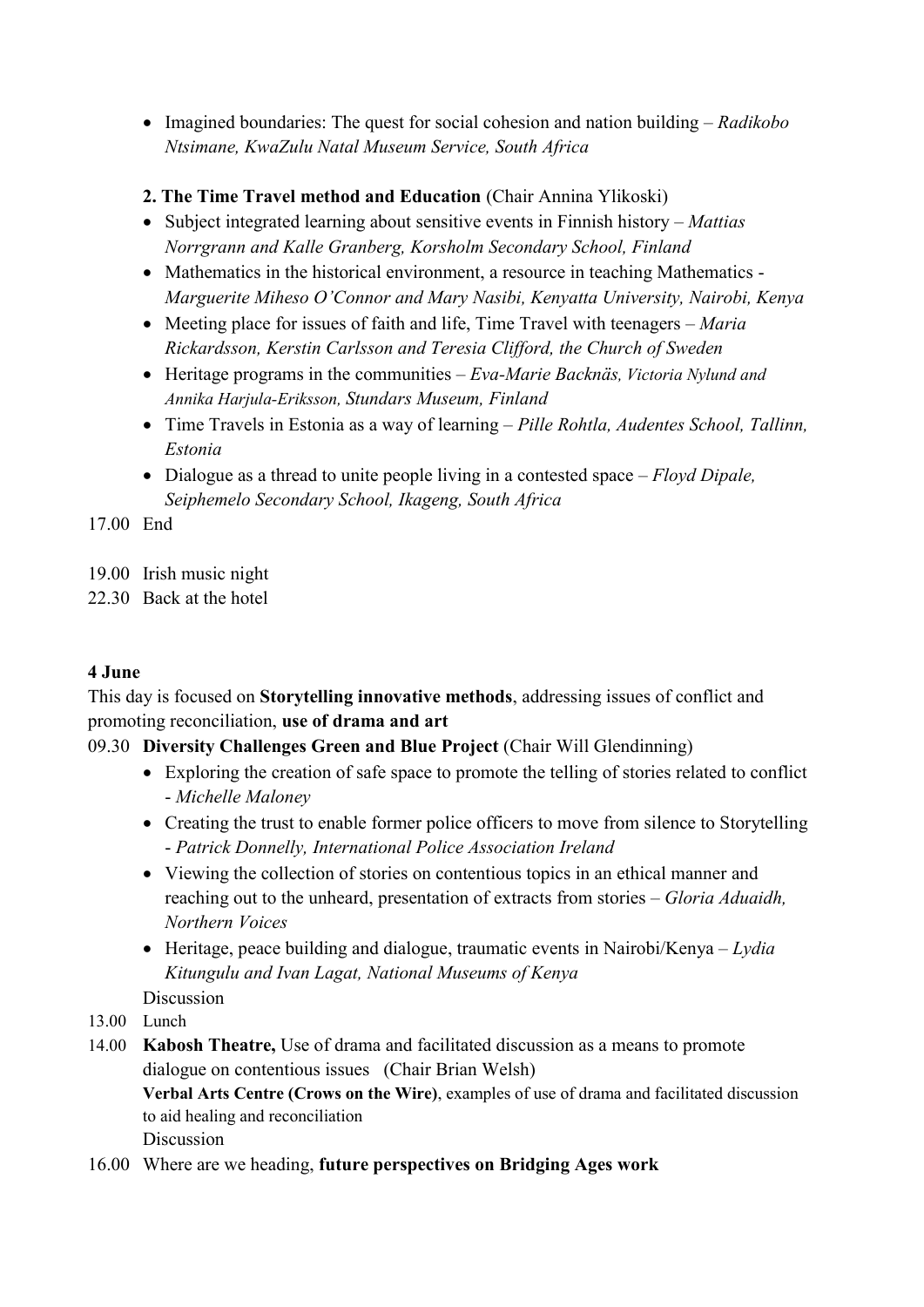- Imagined boundaries: The quest for social cohesion and nation building – *Radikobo Ntsimane, KwaZulu Natal Museum Service, South Africa*

**2. The Time Travel method and Education** (Chair Annina Ylikoski)

- Subject integrated learning about sensitive events in Finnish history – *Mattias Norrgrann and Kalle Granberg, Korsholm Secondary School, Finland*
- Mathematics in the historical environment, a resource in teaching Mathematics - *Marguerite Miheso O'Connor and Mary Nasibi, Kenyatta University, Nairobi, Kenya*
- Meeting place for issues of faith and life, Time Travel with teenagers – *Maria Rickardsson, Kerstin Carlsson and Teresia Clifford, the Church of Sweden*
- Heritage programs in the communities – *Eva-Marie Backnäs, Victoria Nylund and Annika Harjula-Eriksson, Stundars Museum, Finland*
- Time Travels in Estonia as a way of learning – *Pille Rohtla, Audentes School, Tallinn, Estonia*
- Dialogue as a thread to unite people living in a contested space – *Floyd Dipale, Seiphemelo Secondary School, Ikageng, South Africa*

17.00 End

19.00 Irish music night
22.30 Back at the hotel

**4 June**

This day is focused on **Storytelling innovative methods**, addressing issues of conflict and promoting reconciliation, **use of drama and art**

09.30 **Diversity Challenges Green and Blue Project** (Chair Will Glendinning)

- Exploring the creation of safe space to promote the telling of stories related to conflict - *Michelle Maloney*
- Creating the trust to enable former police officers to move from silence to Storytelling - *Patrick Donnelly, International Police Association Ireland*
- Viewing the collection of stories on contentious topics in an ethical manner and reaching out to the unheard, presentation of extracts from stories – *Gloria Aduaidh, Northern Voices*
- Heritage, peace building and dialogue, traumatic events in Nairobi/Kenya – *Lydia Kitungulu and Ivan Lagat, National Museums of Kenya*

Discussion

13.00 Lunch

14.00 **Kabosh Theatre,** Use of drama and facilitated discussion as a means to promote dialogue on contentious issues (Chair Brian Welsh)
**Verbal Arts Centre (Crows on the Wire)**, examples of use of drama and facilitated discussion to aid healing and reconciliation
Discussion

16.00 Where are we heading, **future perspectives on Bridging Ages work**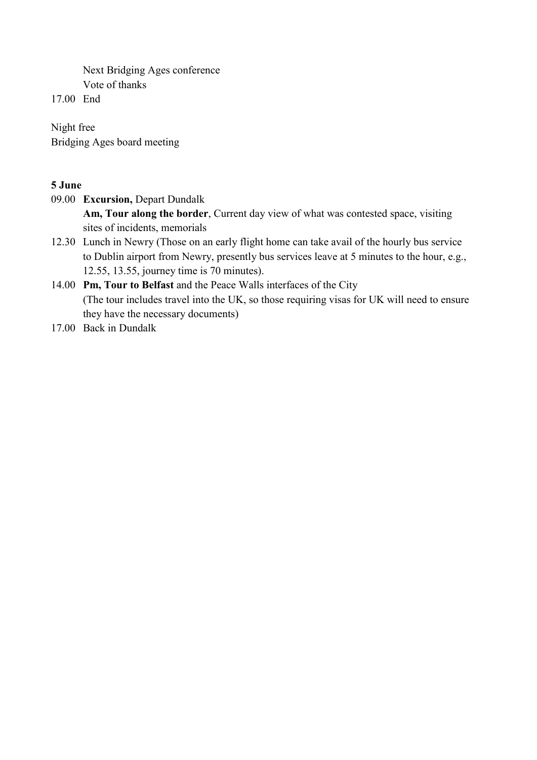Next Bridging Ages conference
Vote of thanks

17.00 End

Night free
Bridging Ages board meeting

**5 June**

09.00 **Excursion,** Depart Dundalk
**Am, Tour along the border**, Current day view of what was contested space, visiting sites of incidents, memorials

12.30 Lunch in Newry (Those on an early flight home can take avail of the hourly bus service to Dublin airport from Newry, presently bus services leave at 5 minutes to the hour, e.g., 12.55, 13.55, journey time is 70 minutes).

14.00 **Pm, Tour to Belfast** and the Peace Walls interfaces of the City
(The tour includes travel into the UK, so those requiring visas for UK will need to ensure they have the necessary documents)

17.00 Back in Dundalk